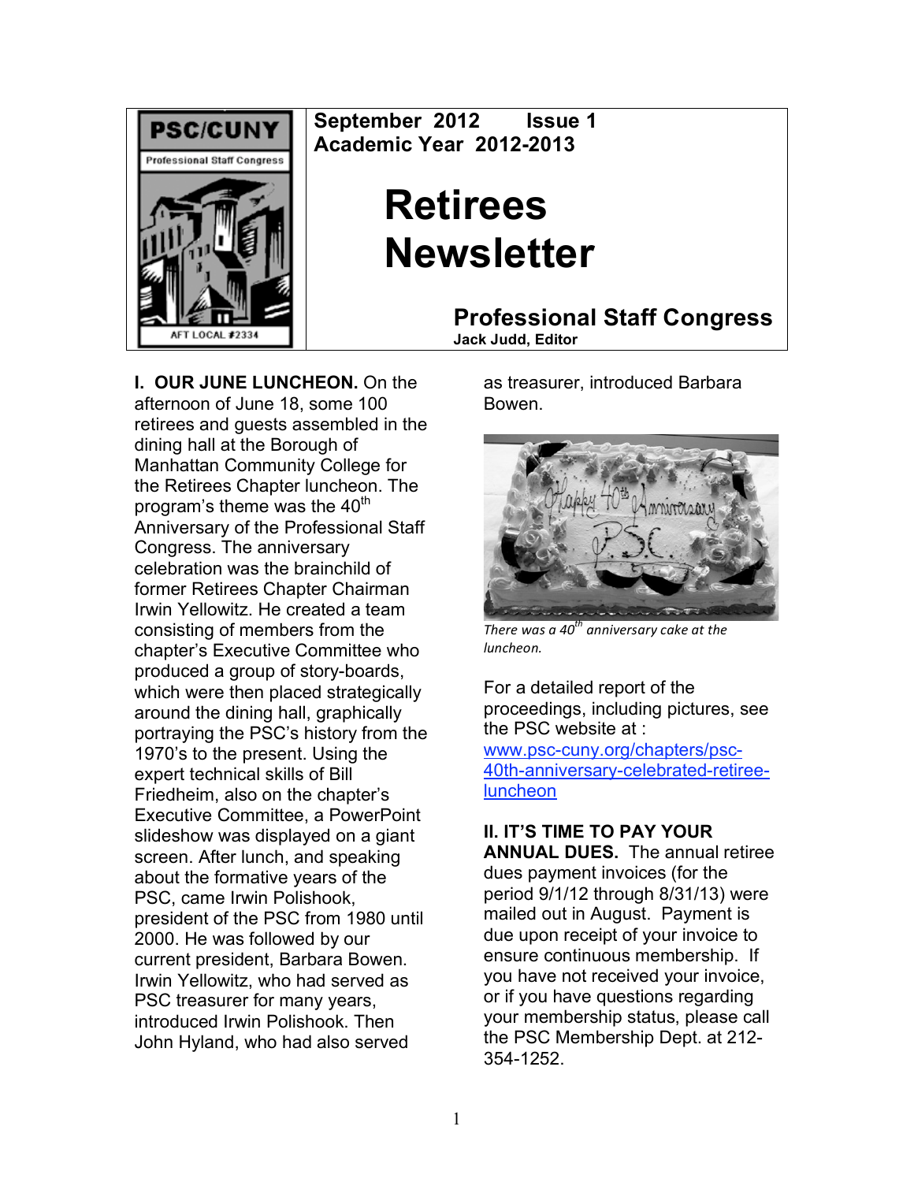PSC/CUNY
Professional Staff Congress
AFT LOCAL #2334

**September 2012 Issue 1**
**Academic Year 2012-2013**

# Retirees Newsletter

## Professional Staff Congress

**Jack Judd, Editor**

**I. OUR JUNE LUNCHEON.** On the afternoon of June 18, some 100 retirees and guests assembled in the dining hall at the Borough of Manhattan Community College for the Retirees Chapter luncheon. The program's theme was the 40th Anniversary of the Professional Staff Congress. The anniversary celebration was the brainchild of former Retirees Chapter Chairman Irwin Yellowitz. He created a team consisting of members from the chapter's Executive Committee who produced a group of story-boards, which were then placed strategically around the dining hall, graphically portraying the PSC's history from the 1970's to the present. Using the expert technical skills of Bill Friedheim, also on the chapter's Executive Committee, a PowerPoint slideshow was displayed on a giant screen. After lunch, and speaking about the formative years of the PSC, came Irwin Polishook, president of the PSC from 1980 until 2000. He was followed by our current president, Barbara Bowen. Irwin Yellowitz, who had served as PSC treasurer for many years, introduced Irwin Polishook. Then John Hyland, who had also served as treasurer, introduced Barbara Bowen.

*There was a 40th anniversary cake at the luncheon.*

For a detailed report of the proceedings, including pictures, see the PSC website at : [www.psc-cuny.org/chapters/psc-40th-anniversary-celebrated-retiree-luncheon](http://www.psc-cuny.org/chapters/psc-40th-anniversary-celebrated-retiree-luncheon)

**II. IT'S TIME TO PAY YOUR ANNUAL DUES.** The annual retiree dues payment invoices (for the period 9/1/12 through 8/31/13) were mailed out in August. Payment is due upon receipt of your invoice to ensure continuous membership. If you have not received your invoice, or if you have questions regarding your membership status, please call the PSC Membership Dept. at 212-354-1252.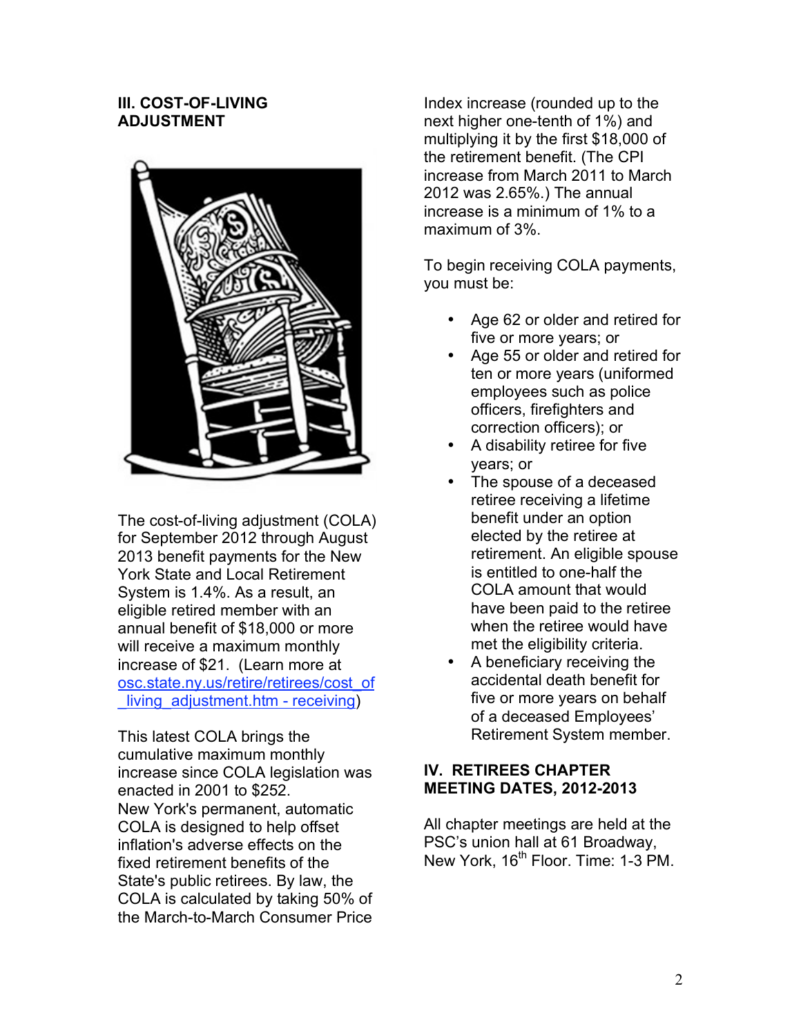## III. COST-OF-LIVING ADJUSTMENT

The cost-of-living adjustment (COLA) for September 2012 through August 2013 benefit payments for the New York State and Local Retirement System is 1.4%. As a result, an eligible retired member with an annual benefit of $18,000 or more will receive a maximum monthly increase of $21. (Learn more at [osc.state.ny.us/retire/retirees/cost_of_living_adjustment.htm - receiving](osc.state.ny.us/retire/retirees/cost_of_living_adjustment.htm#receiving))

This latest COLA brings the cumulative maximum monthly increase since COLA legislation was enacted in 2001 to $252.
New York's permanent, automatic COLA is designed to help offset inflation's adverse effects on the fixed retirement benefits of the State's public retirees. By law, the COLA is calculated by taking 50% of the March-to-March Consumer Price Index increase (rounded up to the next higher one-tenth of 1%) and multiplying it by the first $18,000 of the retirement benefit. (The CPI increase from March 2011 to March 2012 was 2.65%.) The annual increase is a minimum of 1% to a maximum of 3%.

To begin receiving COLA payments, you must be:

- Age 62 or older and retired for five or more years; or
- Age 55 or older and retired for ten or more years (uniformed employees such as police officers, firefighters and correction officers); or
- A disability retiree for five years; or
- The spouse of a deceased retiree receiving a lifetime benefit under an option elected by the retiree at retirement. An eligible spouse is entitled to one-half the COLA amount that would have been paid to the retiree when the retiree would have met the eligibility criteria.
- A beneficiary receiving the accidental death benefit for five or more years on behalf of a deceased Employees' Retirement System member.

## IV. RETIREES CHAPTER MEETING DATES, 2012-2013

All chapter meetings are held at the PSC's union hall at 61 Broadway, New York, 16th Floor. Time: 1-3 PM.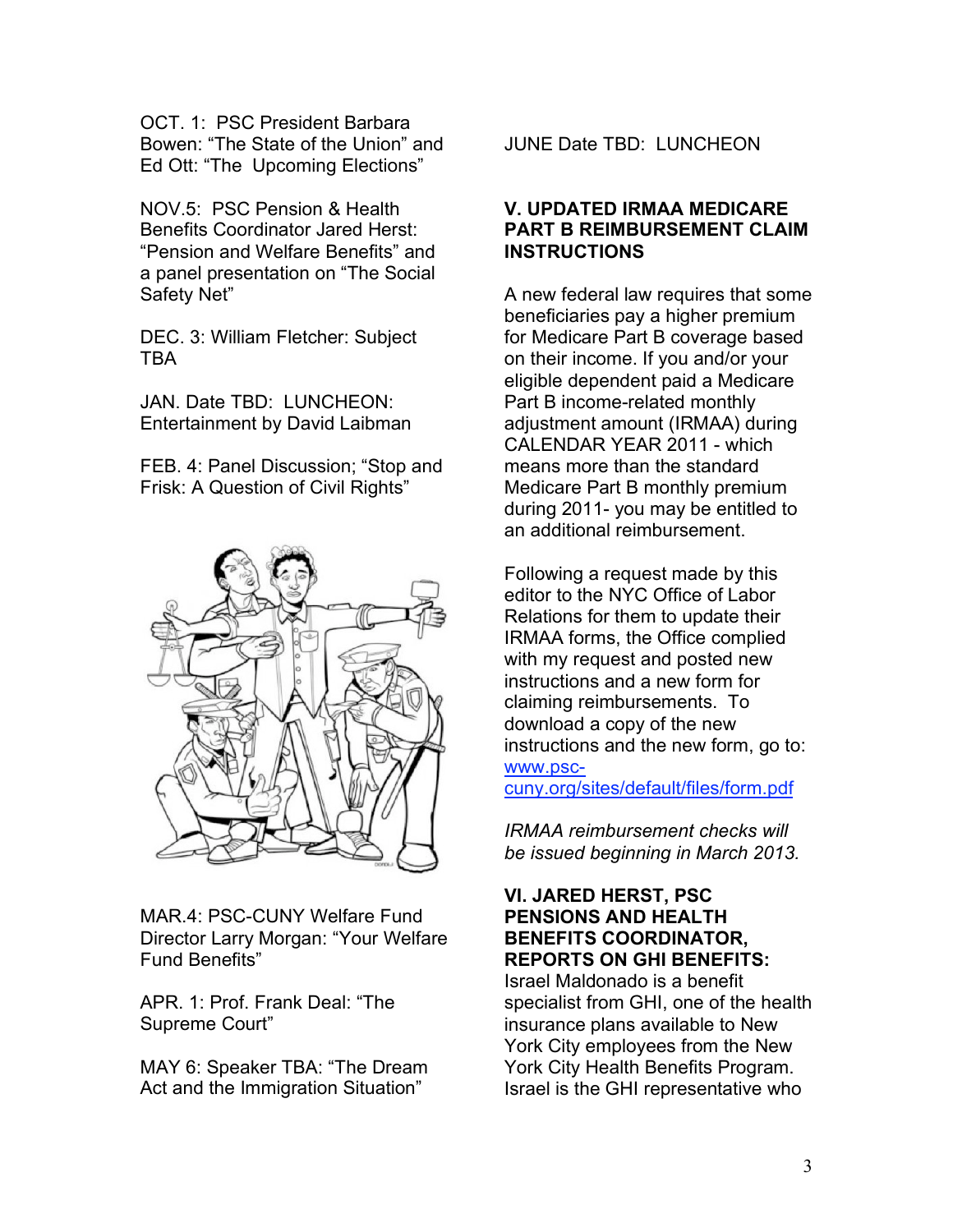OCT. 1: PSC President Barbara Bowen: "The State of the Union" and Ed Ott: "The Upcoming Elections"

NOV.5: PSC Pension & Health Benefits Coordinator Jared Herst: "Pension and Welfare Benefits" and a panel presentation on "The Social Safety Net"

DEC. 3: William Fletcher: Subject TBA

JAN. Date TBD: LUNCHEON: Entertainment by David Laibman

FEB. 4: Panel Discussion; "Stop and Frisk: A Question of Civil Rights"

MAR.4: PSC-CUNY Welfare Fund Director Larry Morgan: "Your Welfare Fund Benefits"

APR. 1: Prof. Frank Deal: "The Supreme Court"

MAY 6: Speaker TBA: "The Dream Act and the Immigration Situation"

JUNE Date TBD: LUNCHEON

## V. UPDATED IRMAA MEDICARE PART B REIMBURSEMENT CLAIM INSTRUCTIONS

A new federal law requires that some beneficiaries pay a higher premium for Medicare Part B coverage based on their income. If you and/or your eligible dependent paid a Medicare Part B income-related monthly adjustment amount (IRMAA) during CALENDAR YEAR 2011 - which means more than the standard Medicare Part B monthly premium during 2011- you may be entitled to an additional reimbursement.

Following a request made by this editor to the NYC Office of Labor Relations for them to update their IRMAA forms, the Office complied with my request and posted new instructions and a new form for claiming reimbursements. To download a copy of the new instructions and the new form, go to: [www.psc-cuny.org/sites/default/files/form.pdf](www.psc-cuny.org/sites/default/files/form.pdf)

*IRMAA reimbursement checks will be issued beginning in March 2013.*

## VI. JARED HERST, PSC PENSIONS AND HEALTH BENEFITS COORDINATOR, REPORTS ON GHI BENEFITS:

Israel Maldonado is a benefit specialist from GHI, one of the health insurance plans available to New York City employees from the New York City Health Benefits Program. Israel is the GHI representative who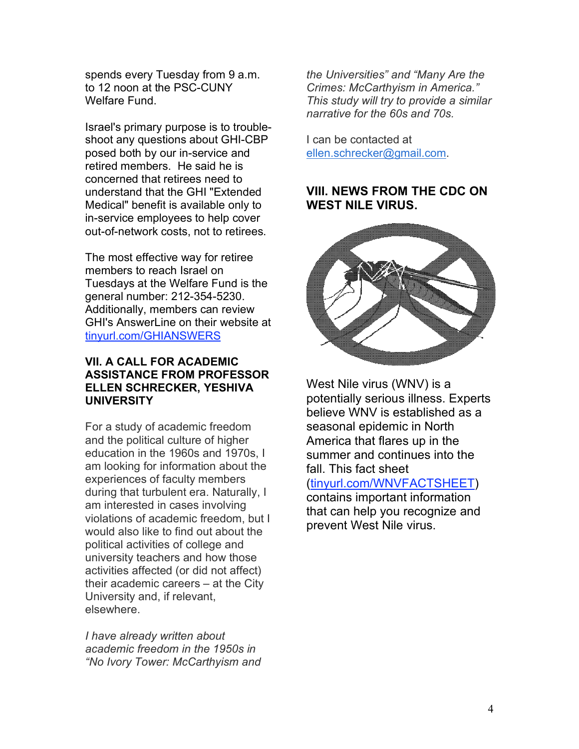spends every Tuesday from 9 a.m. to 12 noon at the PSC-CUNY Welfare Fund.

Israel's primary purpose is to trouble-shoot any questions about GHI-CBP posed both by our in-service and retired members. He said he is concerned that retirees need to understand that the GHI "Extended Medical" benefit is available only to in-service employees to help cover out-of-network costs, not to retirees.

The most effective way for retiree members to reach Israel on Tuesdays at the Welfare Fund is the general number: 212-354-5230. Additionally, members can review GHI's AnswerLine on their website at tinyurl.com/GHIANSWERS

#### VII. A CALL FOR ACADEMIC ASSISTANCE FROM PROFESSOR ELLEN SCHRECKER, YESHIVA UNIVERSITY

For a study of academic freedom and the political culture of higher education in the 1960s and 1970s, I am looking for information about the experiences of faculty members during that turbulent era. Naturally, I am interested in cases involving violations of academic freedom, but I would also like to find out about the political activities of college and university teachers and how those activities affected (or did not affect) their academic careers – at the City University and, if relevant, elsewhere.

*I have already written about academic freedom in the 1950s in "No Ivory Tower: McCarthyism and the Universities" and "Many Are the Crimes: McCarthyism in America." This study will try to provide a similar narrative for the 60s and 70s.*

I can be contacted at ellen.schrecker@gmail.com.

#### VIII. NEWS FROM THE CDC ON WEST NILE VIRUS.

West Nile virus (WNV) is a potentially serious illness. Experts believe WNV is established as a seasonal epidemic in North America that flares up in the summer and continues into the fall. This fact sheet (tinyurl.com/WNVFACTSHEET) contains important information that can help you recognize and prevent West Nile virus.